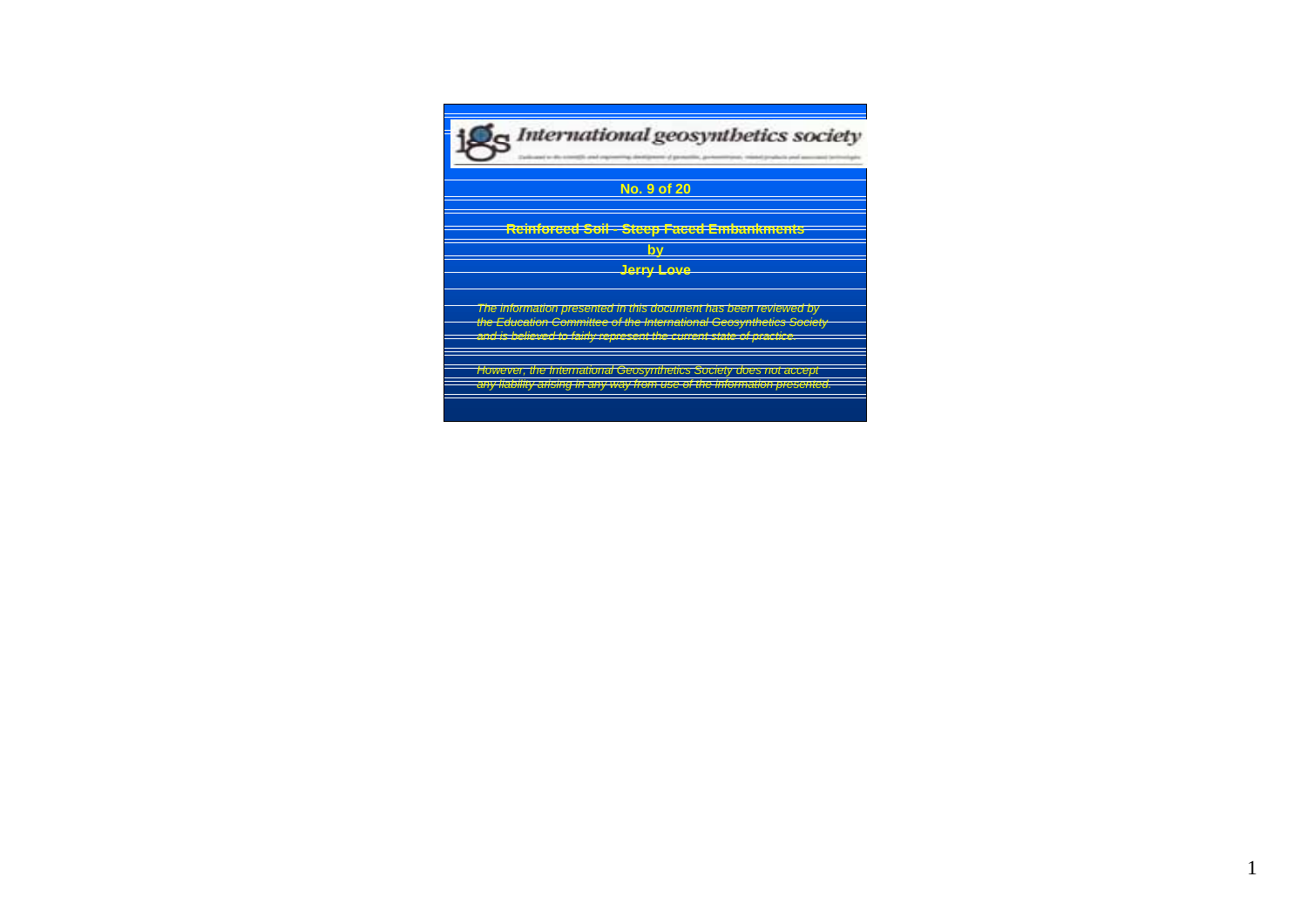International geosynthetics society

**No. 9 of 20**

# Reinforced Soil - Steep Faced Embankments

**by**

**Jerry Love**

*The information presented in this document has been reviewed by the Education Committee of the International Geosynthetics Society and is believed to fairly represent the current state of practice.*

*However, the International Geosynthetics Society does not accept any liability arising in any way from use of the information presented.*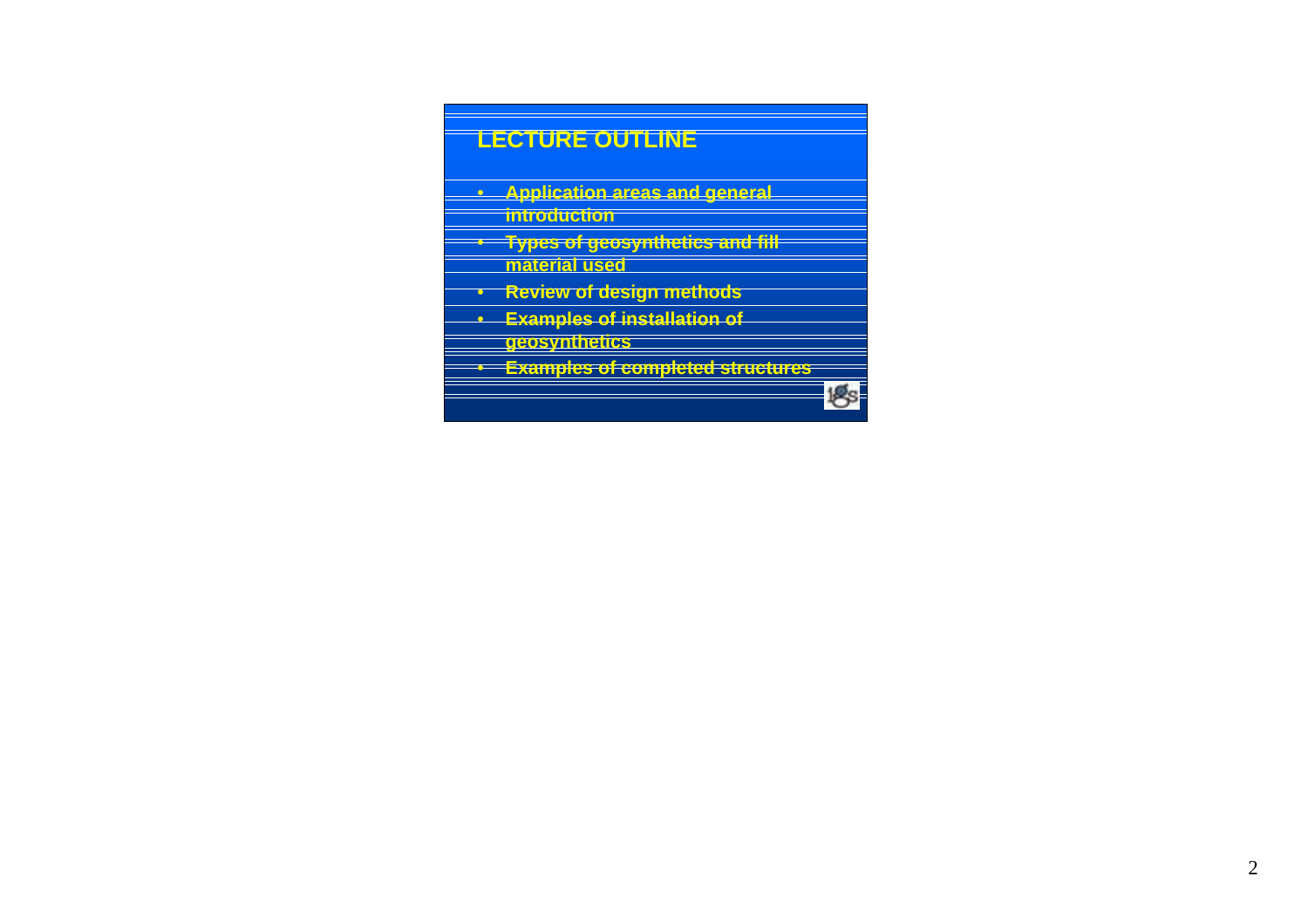## LECTURE OUTLINE

- **Application areas and general introduction**
- **Types of geosynthetics and fill material used**
- **Review of design methods**
- **Examples of installation of geosynthetics**
- **Examples of completed structures**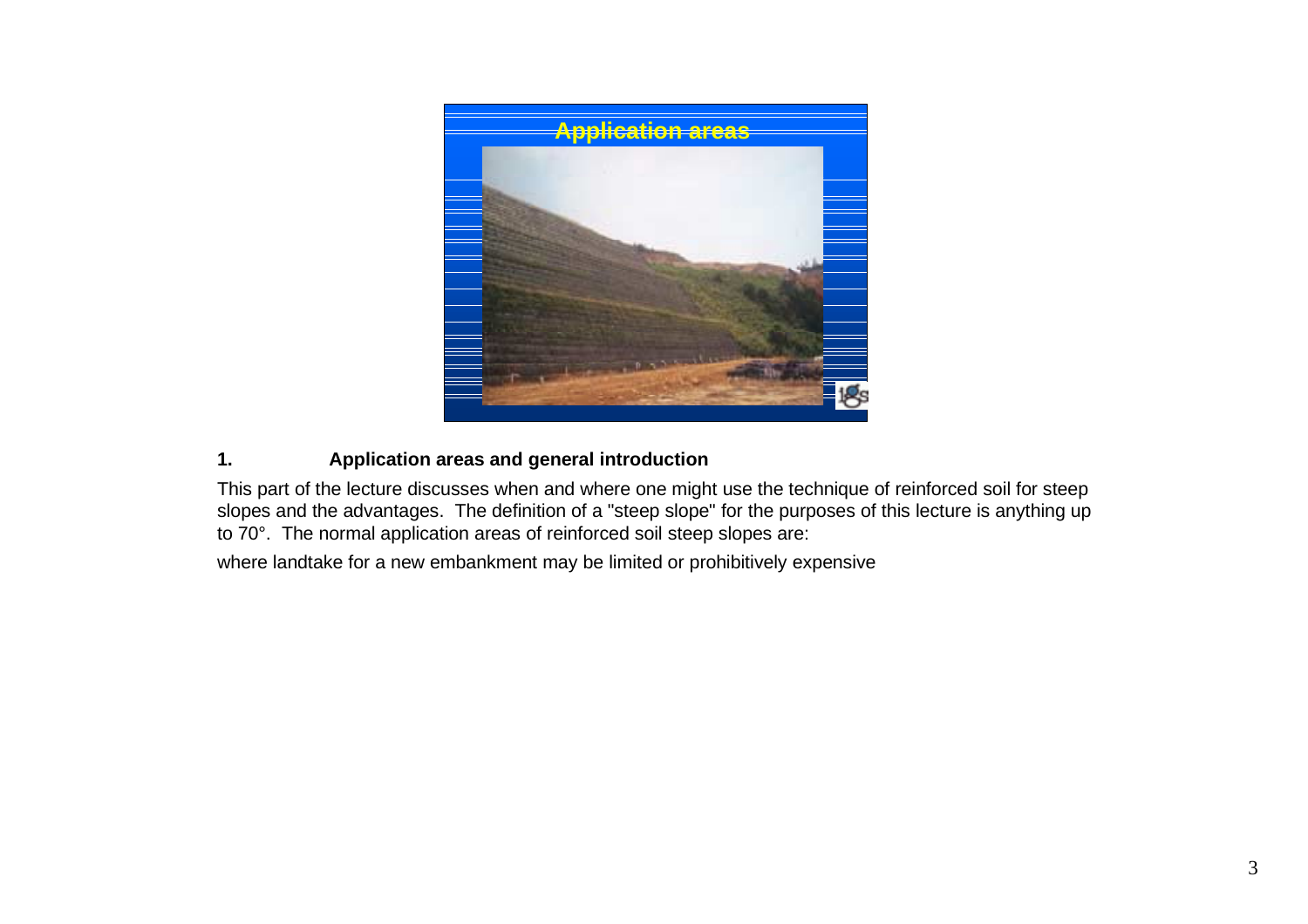## 1. Application areas and general introduction

This part of the lecture discusses when and where one might use the technique of reinforced soil for steep slopes and the advantages. The definition of a "steep slope" for the purposes of this lecture is anything up to 70°. The normal application areas of reinforced soil steep slopes are:

where landtake for a new embankment may be limited or prohibitively expensive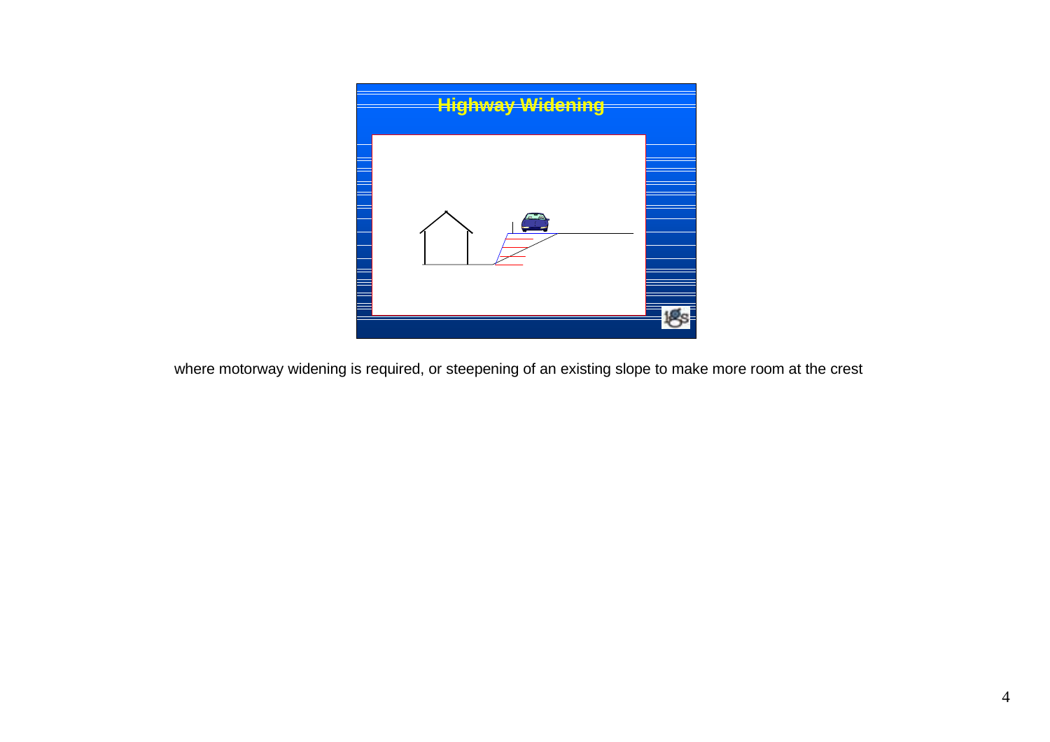## Highway Widening

where motorway widening is required, or steepening of an existing slope to make more room at the crest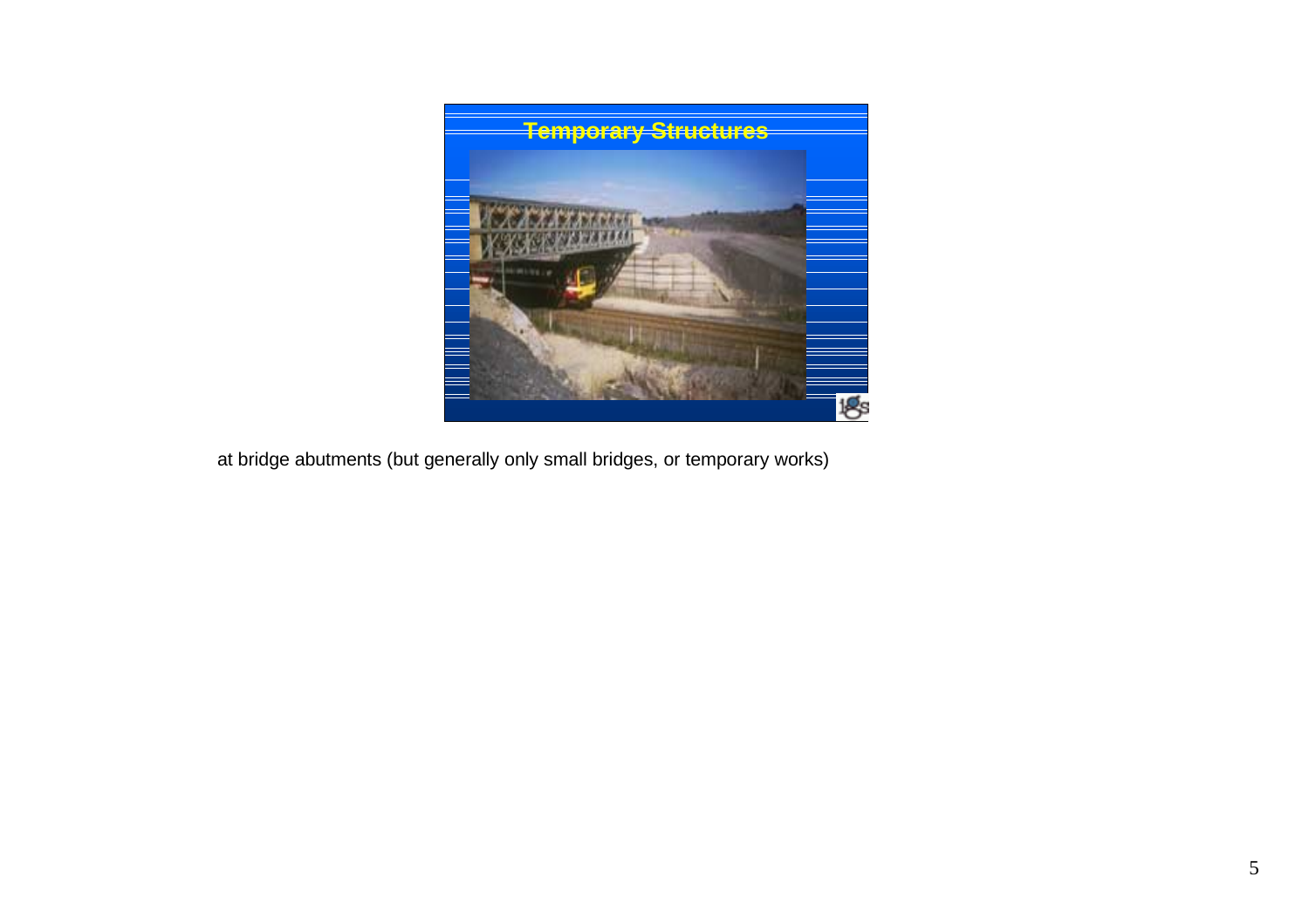## Temporary Structures

at bridge abutments (but generally only small bridges, or temporary works)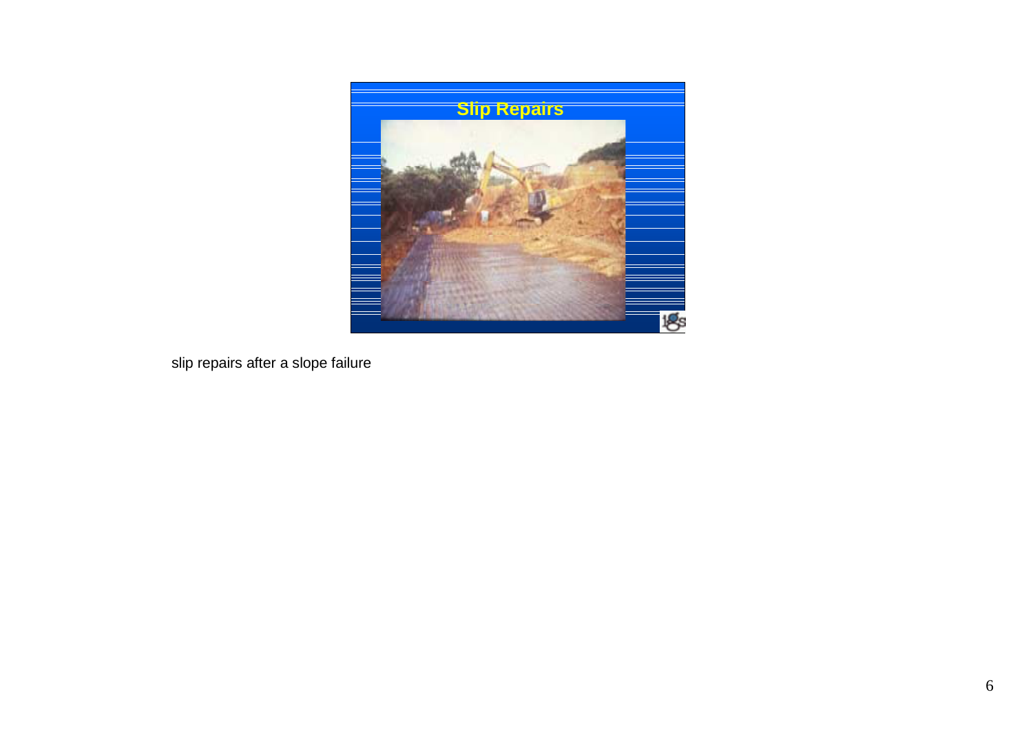**Slip Repairs**

slip repairs after a slope failure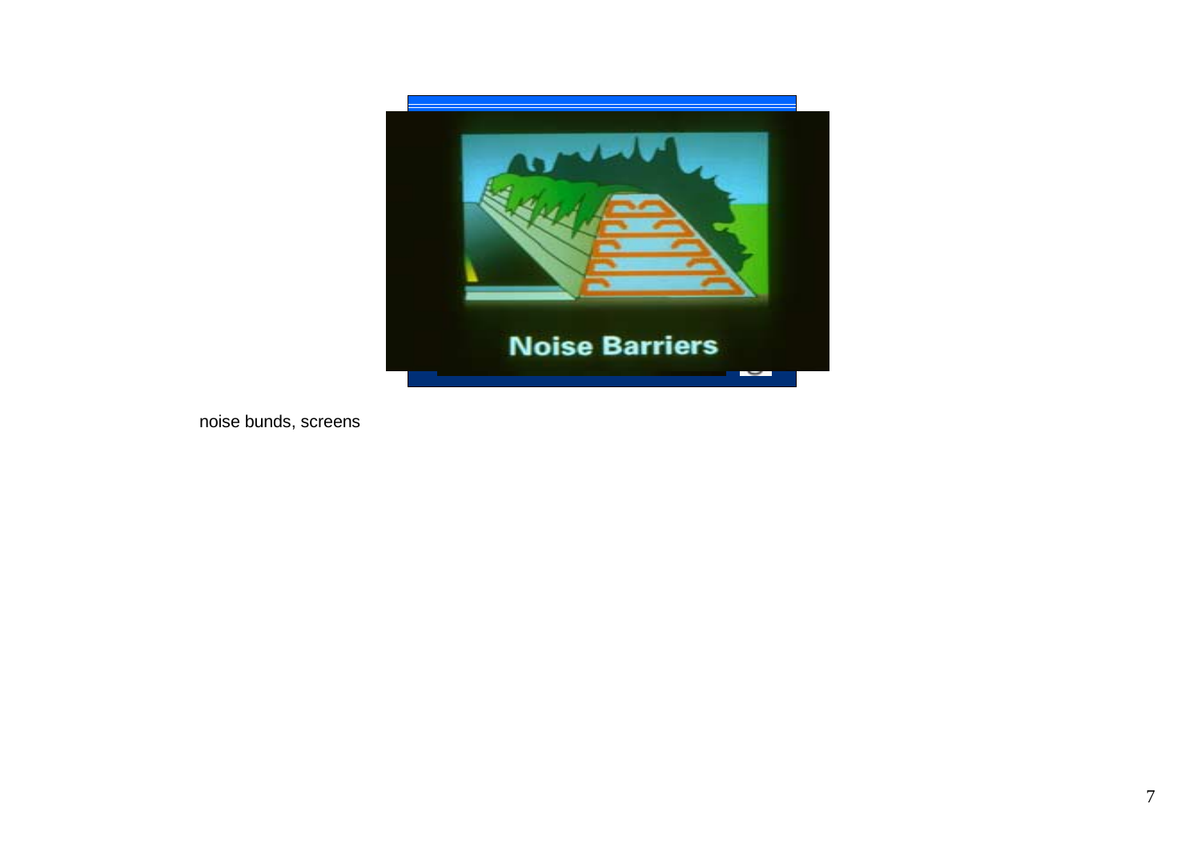Noise Barriers

noise bunds, screens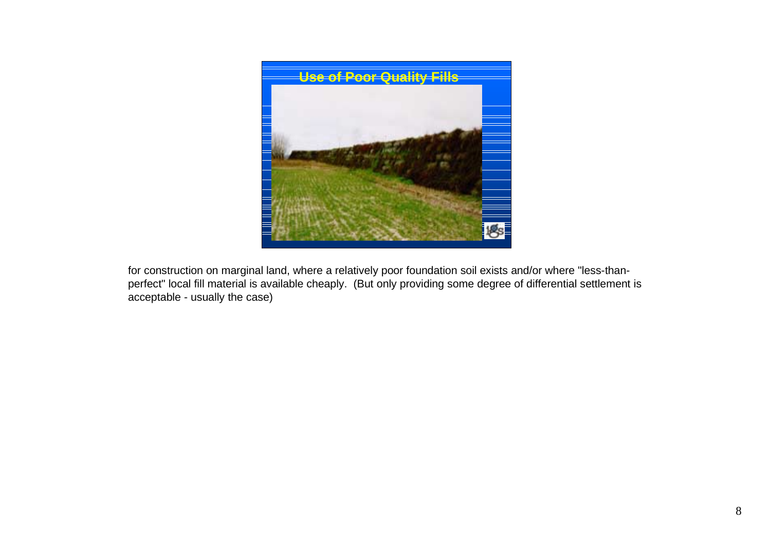## Use of Poor Quality Fills

for construction on marginal land, where a relatively poor foundation soil exists and/or where "less-than-perfect" local fill material is available cheaply. (But only providing some degree of differential settlement is acceptable - usually the case)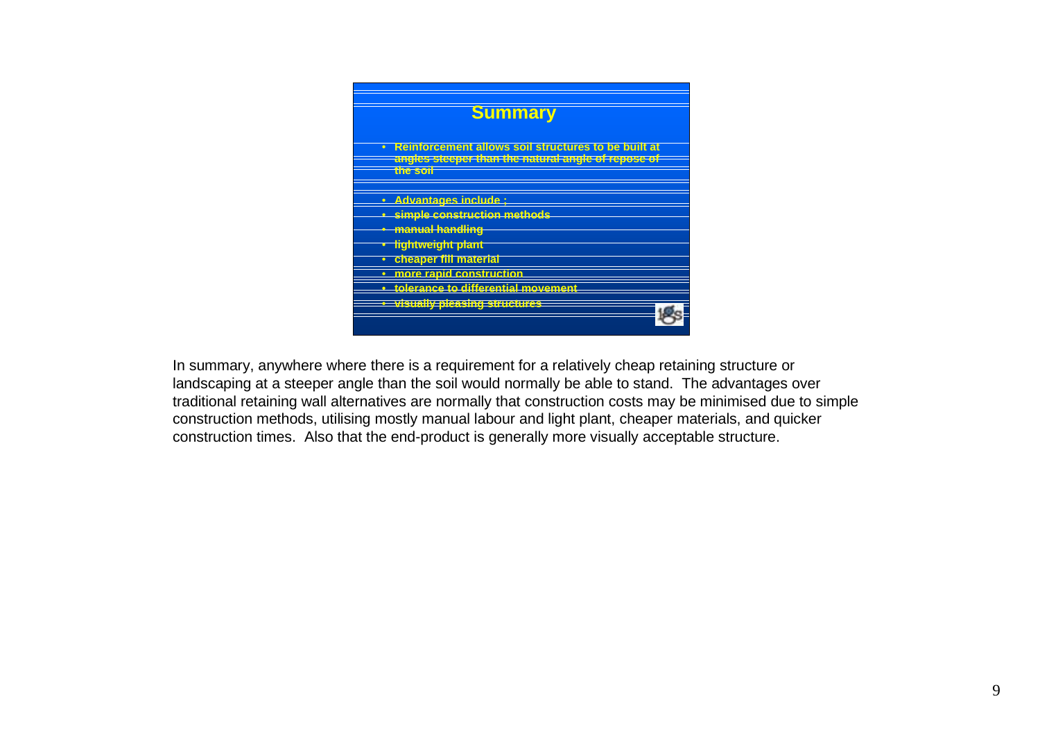## Summary

- Reinforcement allows soil structures to be built at angles steeper than the natural angle of repose of the soil

- Advantages include ;
- simple construction methods
- manual handling
- lightweight plant
- cheaper fill material
- more rapid construction
- tolerance to differential movement
- visually pleasing structures

In summary, anywhere where there is a requirement for a relatively cheap retaining structure or landscaping at a steeper angle than the soil would normally be able to stand. The advantages over traditional retaining wall alternatives are normally that construction costs may be minimised due to simple construction methods, utilising mostly manual labour and light plant, cheaper materials, and quicker construction times. Also that the end-product is generally more visually acceptable structure.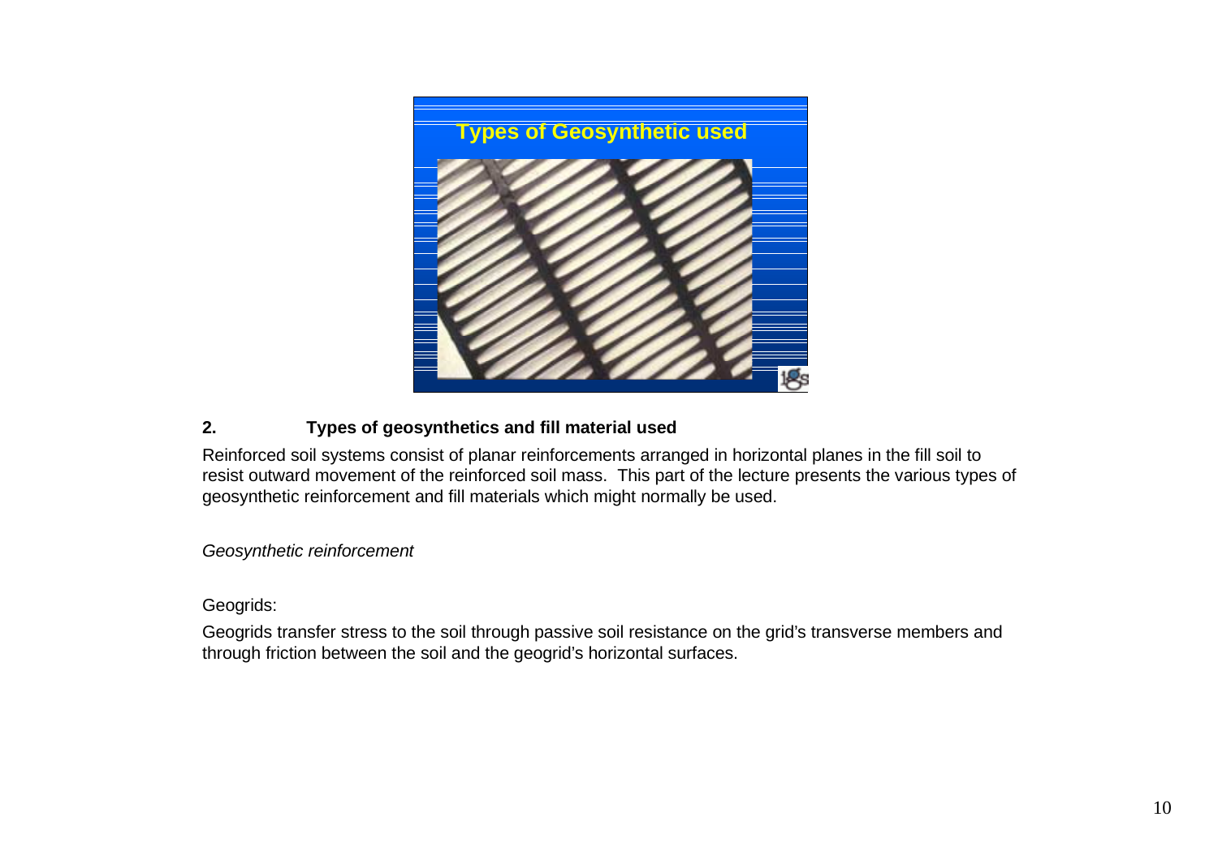Types of Geosynthetic used

## 2. Types of geosynthetics and fill material used

Reinforced soil systems consist of planar reinforcements arranged in horizontal planes in the fill soil to resist outward movement of the reinforced soil mass. This part of the lecture presents the various types of geosynthetic reinforcement and fill materials which might normally be used.

*Geosynthetic reinforcement*

Geogrids:

Geogrids transfer stress to the soil through passive soil resistance on the grid's transverse members and through friction between the soil and the geogrid's horizontal surfaces.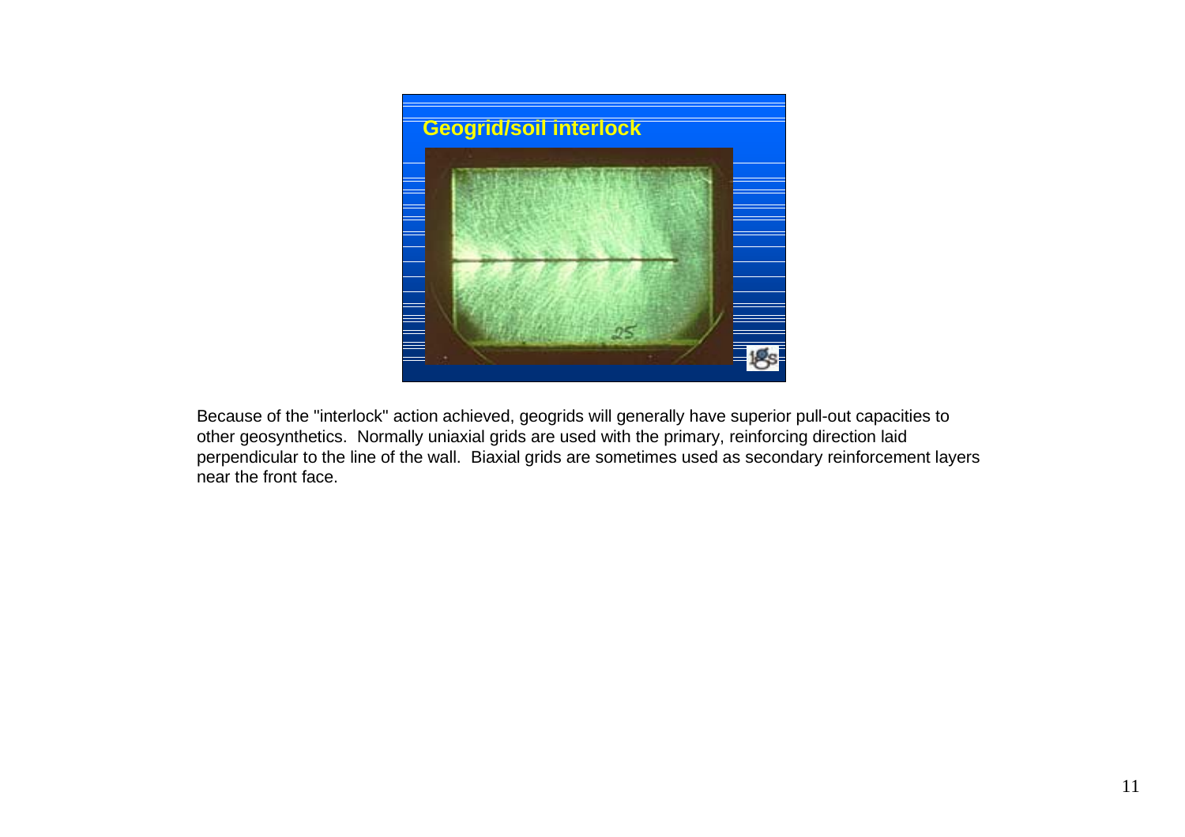## Geogrid/soil interlock

Because of the "interlock" action achieved, geogrids will generally have superior pull-out capacities to other geosynthetics. Normally uniaxial grids are used with the primary, reinforcing direction laid perpendicular to the line of the wall. Biaxial grids are sometimes used as secondary reinforcement layers near the front face.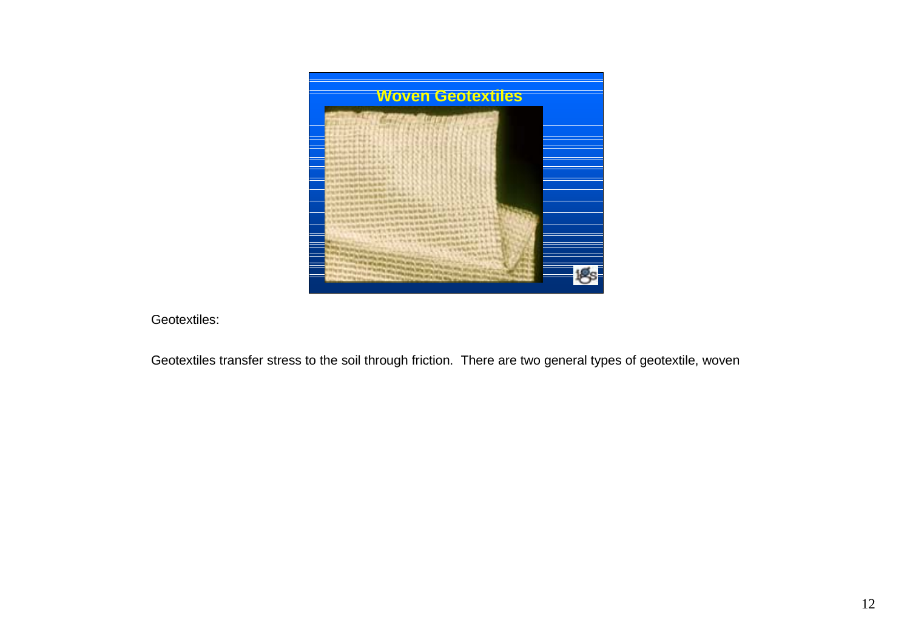Woven Geotextiles

Geotextiles:

Geotextiles transfer stress to the soil through friction. There are two general types of geotextile, woven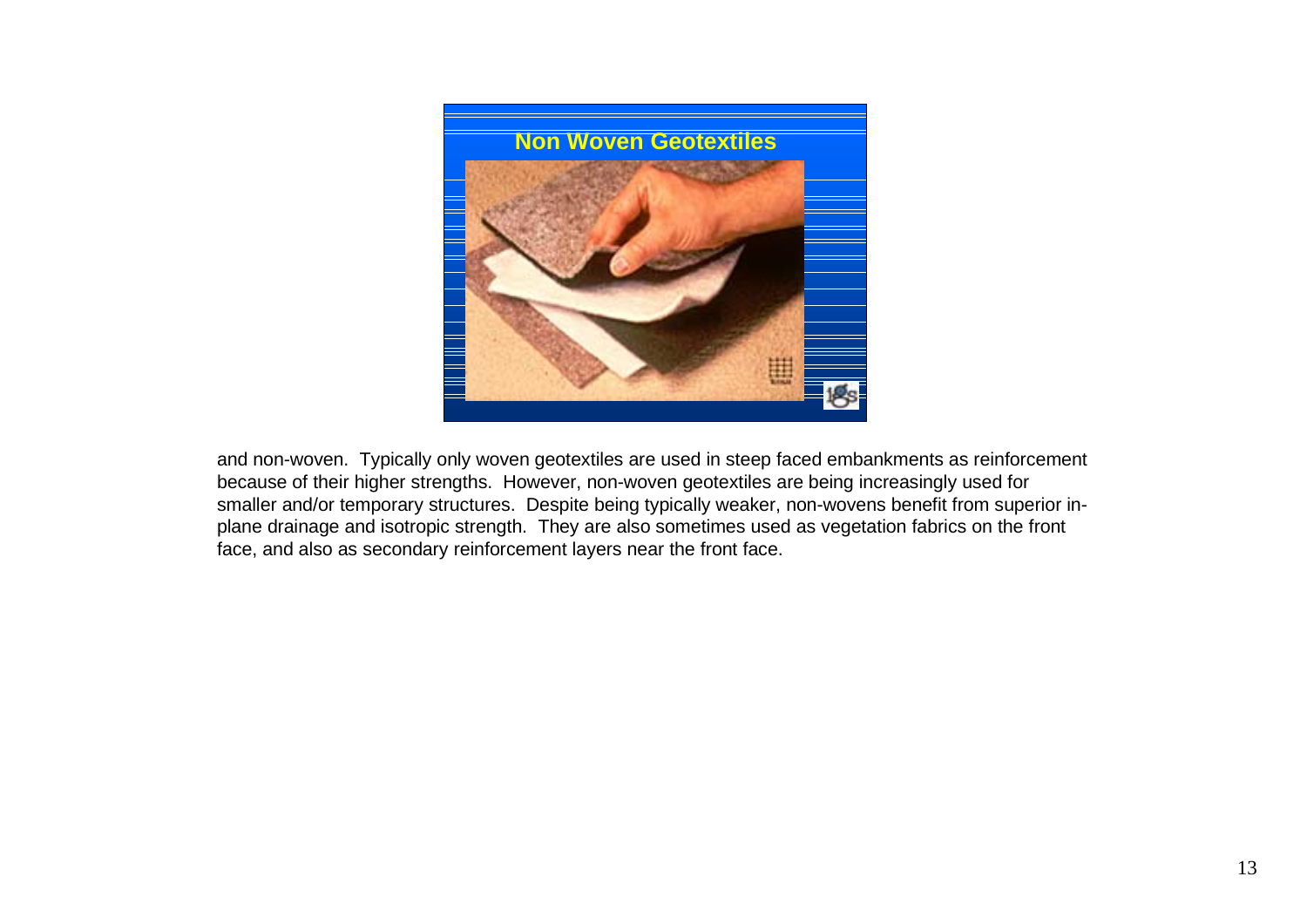Non Woven Geotextiles

and non-woven. Typically only woven geotextiles are used in steep faced embankments as reinforcement because of their higher strengths. However, non-woven geotextiles are being increasingly used for smaller and/or temporary structures. Despite being typically weaker, non-wovens benefit from superior in-plane drainage and isotropic strength. They are also sometimes used as vegetation fabrics on the front face, and also as secondary reinforcement layers near the front face.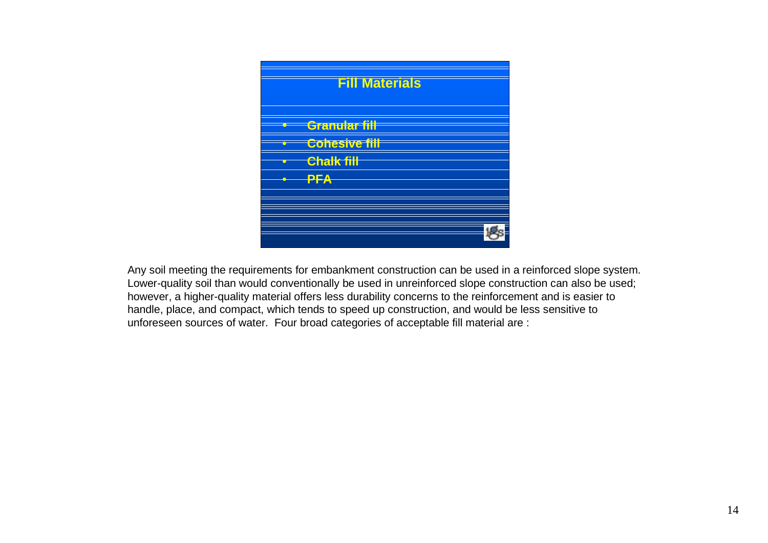## Fill Materials

- Granular fill
- Cohesive fill
- Chalk fill
- PFA

Any soil meeting the requirements for embankment construction can be used in a reinforced slope system. Lower-quality soil than would conventionally be used in unreinforced slope construction can also be used; however, a higher-quality material offers less durability concerns to the reinforcement and is easier to handle, place, and compact, which tends to speed up construction, and would be less sensitive to unforeseen sources of water. Four broad categories of acceptable fill material are :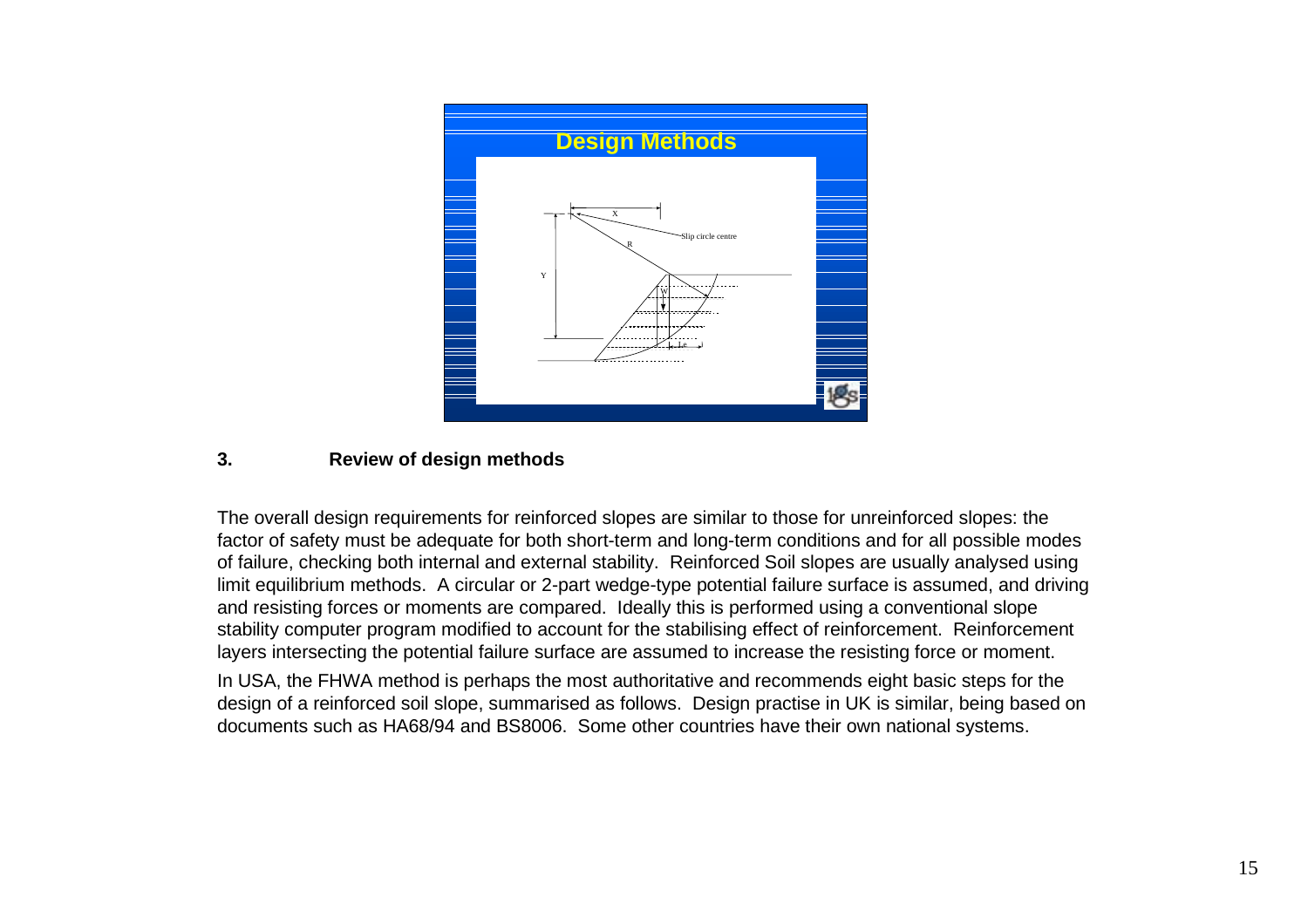## 3. Review of design methods

The overall design requirements for reinforced slopes are similar to those for unreinforced slopes: the factor of safety must be adequate for both short-term and long-term conditions and for all possible modes of failure, checking both internal and external stability. Reinforced Soil slopes are usually analysed using limit equilibrium methods. A circular or 2-part wedge-type potential failure surface is assumed, and driving and resisting forces or moments are compared. Ideally this is performed using a conventional slope stability computer program modified to account for the stabilising effect of reinforcement. Reinforcement layers intersecting the potential failure surface are assumed to increase the resisting force or moment.

In USA, the FHWA method is perhaps the most authoritative and recommends eight basic steps for the design of a reinforced soil slope, summarised as follows. Design practise in UK is similar, being based on documents such as HA68/94 and BS8006. Some other countries have their own national systems.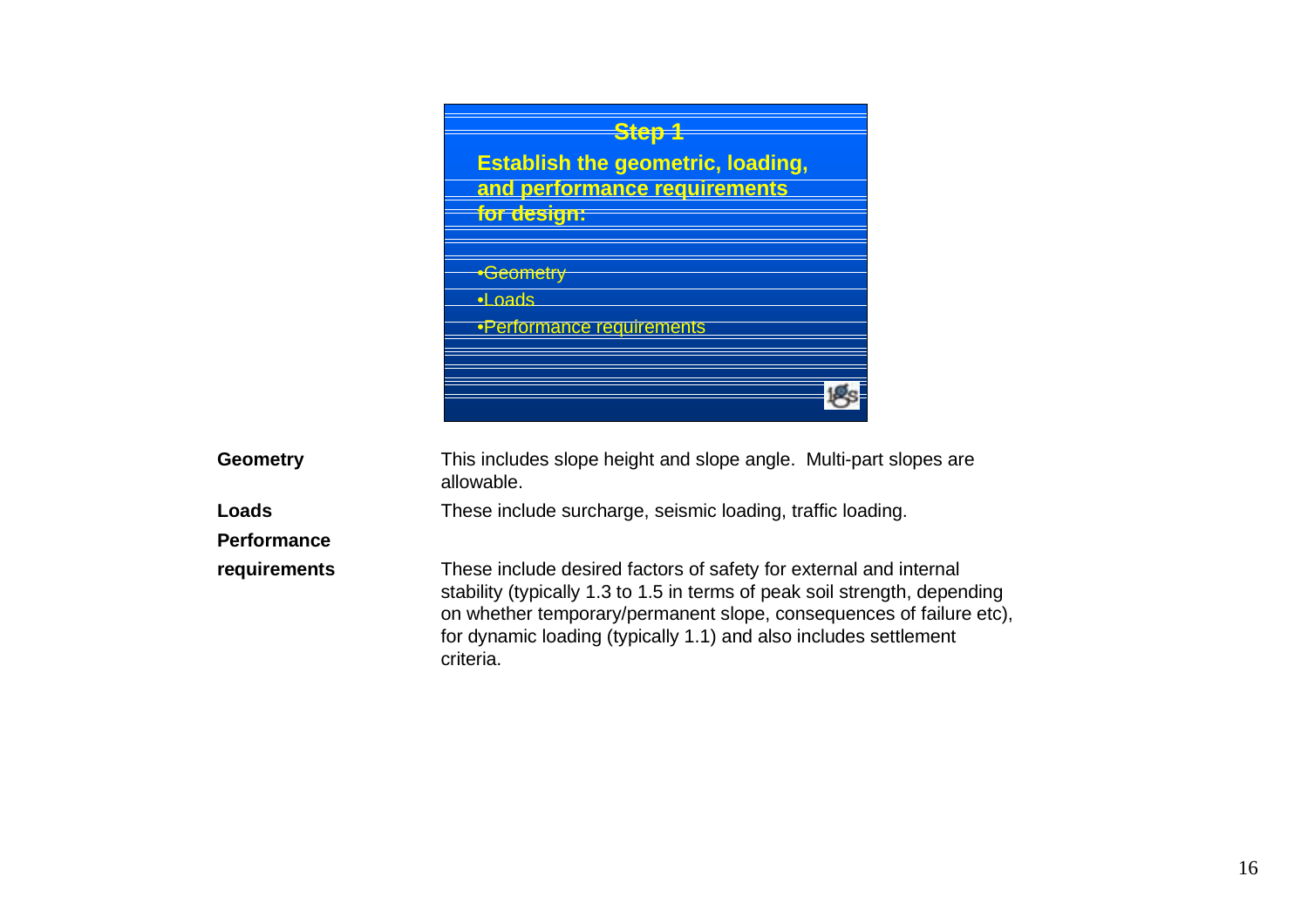## Step 1

**Establish the geometric, loading, and performance requirements for design:**

- Geometry
- Loads
- Performance requirements

| | |
|---|---|
| **Geometry** | This includes slope height and slope angle. Multi-part slopes are allowable. |
| **Loads** | These include surcharge, seismic loading, traffic loading. |
| **Performance requirements** | These include desired factors of safety for external and internal stability (typically 1.3 to 1.5 in terms of peak soil strength, depending on whether temporary/permanent slope, consequences of failure etc), for dynamic loading (typically 1.1) and also includes settlement criteria. |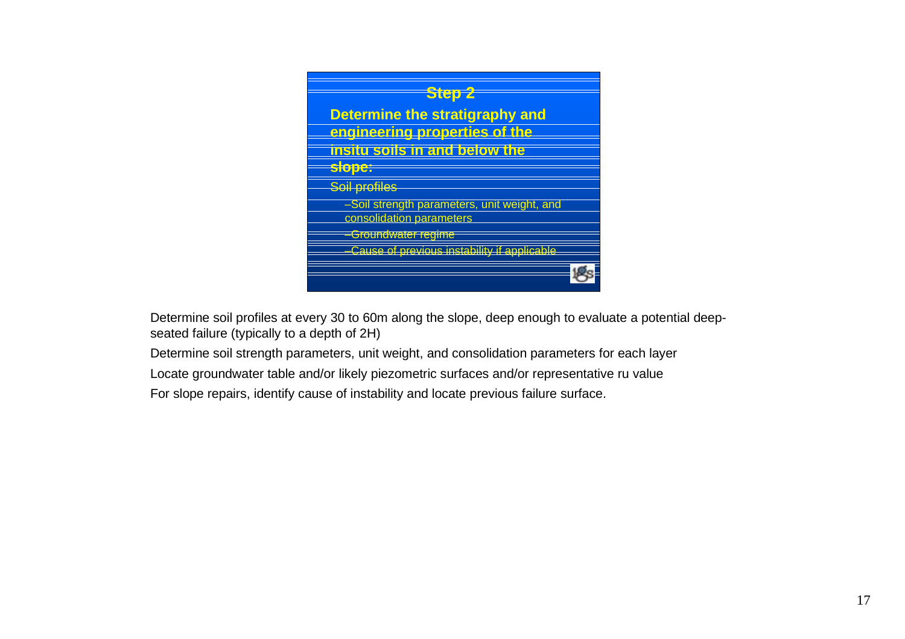## Step 2

**Determine the stratigraphy and engineering properties of the insitu soils in and below the slope:**

Soil profiles

- –Soil strength parameters, unit weight, and consolidation parameters
- –Groundwater regime
- –Cause of previous instability if applicable

Determine soil profiles at every 30 to 60m along the slope, deep enough to evaluate a potential deep-seated failure (typically to a depth of 2H)

Determine soil strength parameters, unit weight, and consolidation parameters for each layer

Locate groundwater table and/or likely piezometric surfaces and/or representative ru value

For slope repairs, identify cause of instability and locate previous failure surface.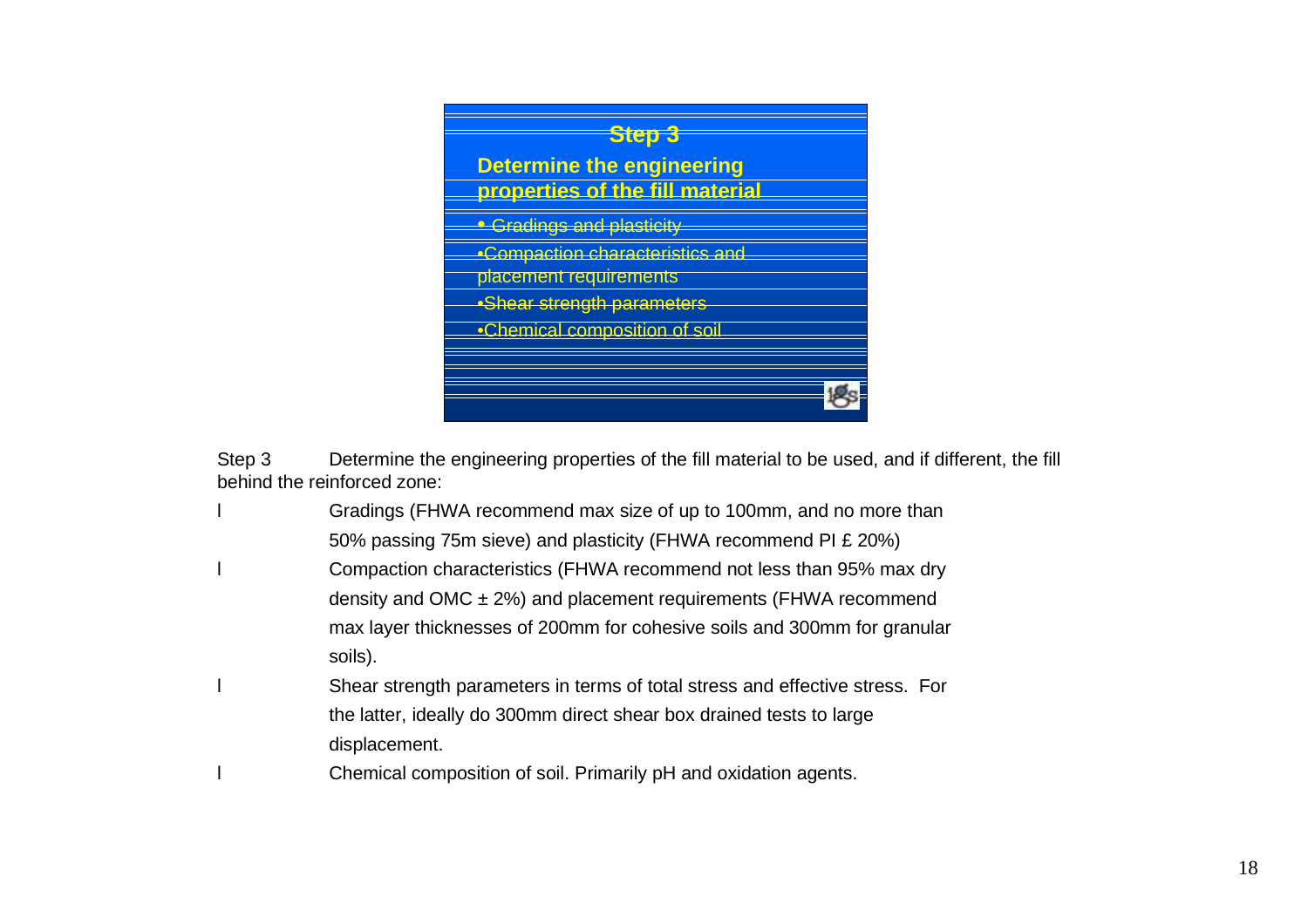## Step 3

**Determine the engineering properties of the fill material**

- Gradings and plasticity
- Compaction characteristics and placement requirements
- Shear strength parameters
- Chemical composition of soil

Step 3 Determine the engineering properties of the fill material to be used, and if different, the fill behind the reinforced zone:

- Gradings (FHWA recommend max size of up to 100mm, and no more than 50% passing 75m sieve) and plasticity (FHWA recommend PI £ 20%)
- Compaction characteristics (FHWA recommend not less than 95% max dry density and OMC ± 2%) and placement requirements (FHWA recommend max layer thicknesses of 200mm for cohesive soils and 300mm for granular soils).
- Shear strength parameters in terms of total stress and effective stress. For the latter, ideally do 300mm direct shear box drained tests to large displacement.
- Chemical composition of soil. Primarily pH and oxidation agents.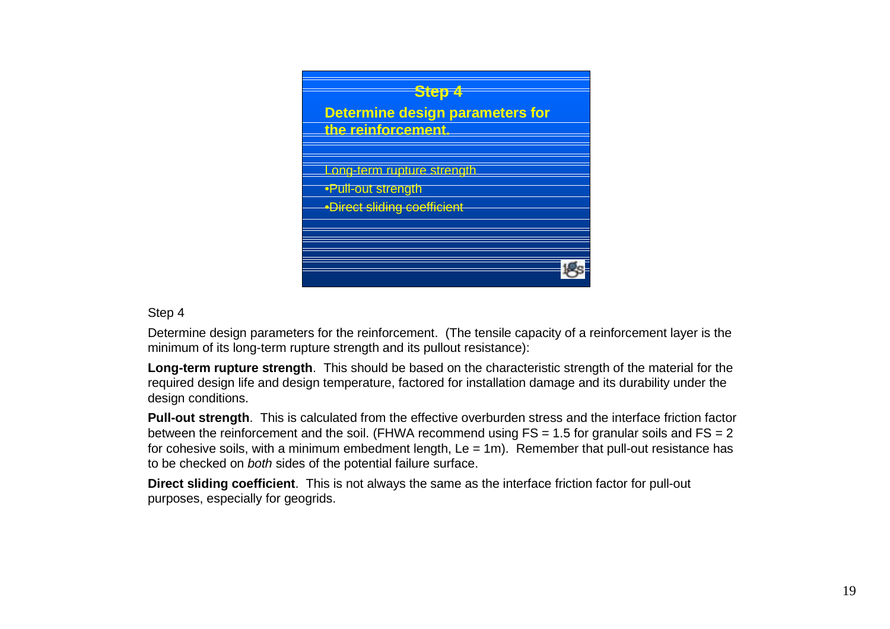**Step 4**

**Determine design parameters for the reinforcement.**

- Long-term rupture strength
- Pull-out strength
- Direct sliding coefficient

Step 4

Determine design parameters for the reinforcement. (The tensile capacity of a reinforcement layer is the minimum of its long-term rupture strength and its pullout resistance):

**Long-term rupture strength**. This should be based on the characteristic strength of the material for the required design life and design temperature, factored for installation damage and its durability under the design conditions.

**Pull-out strength**. This is calculated from the effective overburden stress and the interface friction factor between the reinforcement and the soil. (FHWA recommend using FS = 1.5 for granular soils and FS = 2 for cohesive soils, with a minimum embedment length, Le = 1m). Remember that pull-out resistance has to be checked on *both* sides of the potential failure surface.

**Direct sliding coefficient**. This is not always the same as the interface friction factor for pull-out purposes, especially for geogrids.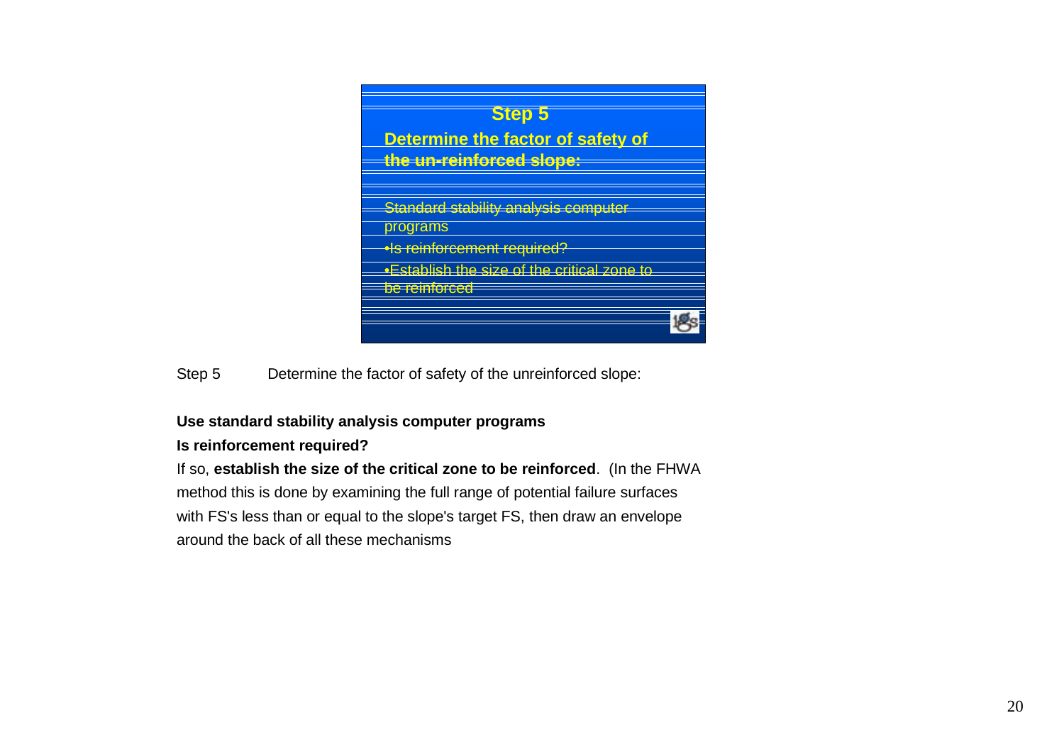**Step 5**

**Determine the factor of safety of the un-reinforced slope:**

Standard stability analysis computer programs

- Is reinforcement required?
- Establish the size of the critical zone to be reinforced

Step 5 Determine the factor of safety of the unreinforced slope:

**Use standard stability analysis computer programs**

**Is reinforcement required?**

If so, **establish the size of the critical zone to be reinforced**. (In the FHWA method this is done by examining the full range of potential failure surfaces with FS's less than or equal to the slope's target FS, then draw an envelope around the back of all these mechanisms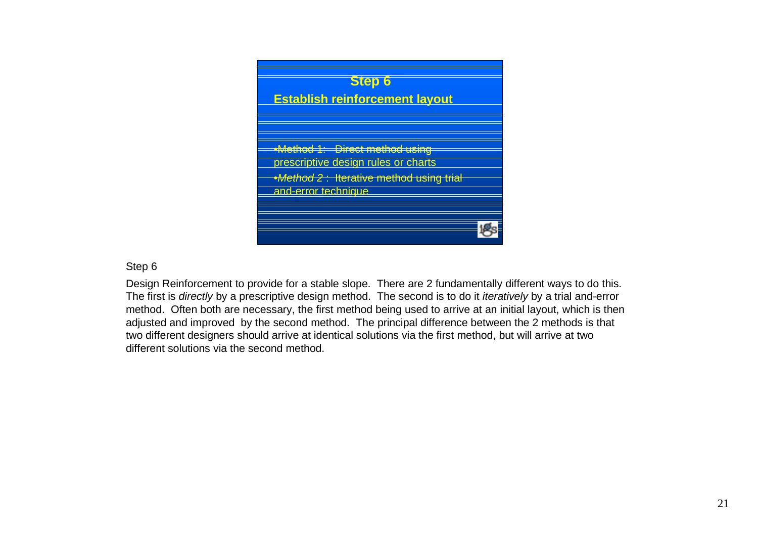**Step 6**

**Establish reinforcement layout**

- Method 1: Direct method using prescriptive design rules or charts
- *Method 2* : Iterative method using trial and-error technique

Step 6

Design Reinforcement to provide for a stable slope. There are 2 fundamentally different ways to do this. The first is *directly* by a prescriptive design method. The second is to do it *iteratively* by a trial and-error method. Often both are necessary, the first method being used to arrive at an initial layout, which is then adjusted and improved by the second method. The principal difference between the 2 methods is that two different designers should arrive at identical solutions via the first method, but will arrive at two different solutions via the second method.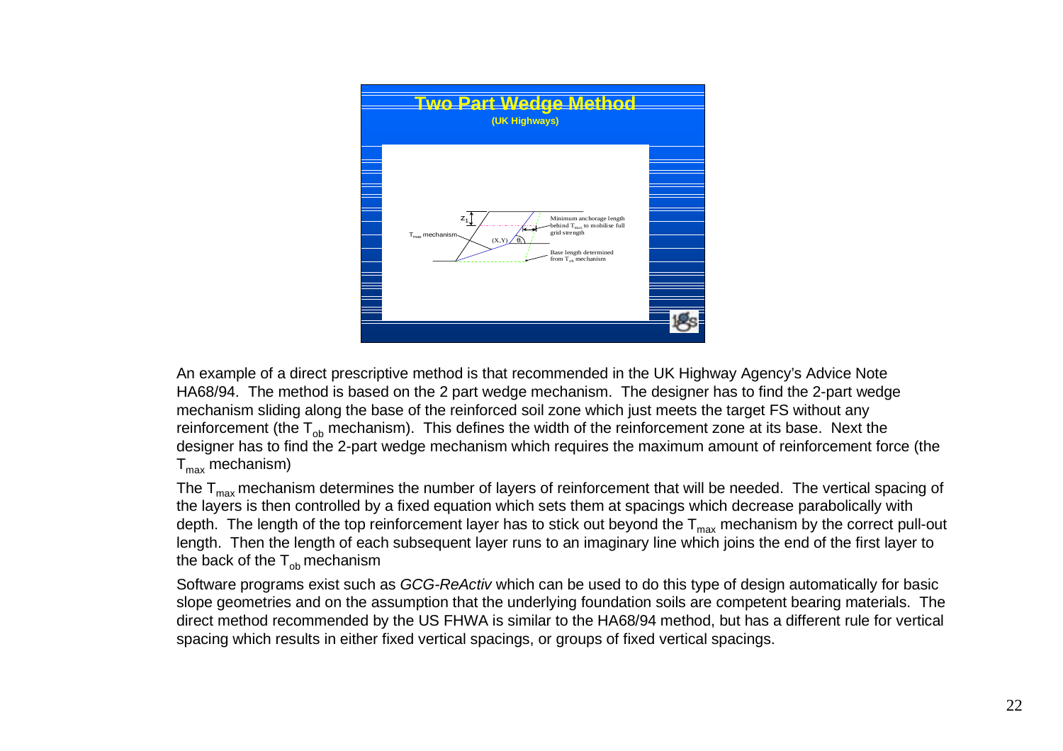# Two Part Wedge Method

**(UK Highways)**

$z_1$

$T_{max}$ mechanism

(X,Y)

$\theta_1$

Minimum anchorage length behind $T_{max}$ to mobilise full grid strength

Base length determined from $T_{ob}$ mechanism

An example of a direct prescriptive method is that recommended in the UK Highway Agency's Advice Note HA68/94. The method is based on the 2 part wedge mechanism. The designer has to find the 2-part wedge mechanism sliding along the base of the reinforced soil zone which just meets the target FS without any reinforcement (the $T_{ob}$ mechanism). This defines the width of the reinforcement zone at its base. Next the designer has to find the 2-part wedge mechanism which requires the maximum amount of reinforcement force (the $T_{max}$ mechanism)

The $T_{max}$ mechanism determines the number of layers of reinforcement that will be needed. The vertical spacing of the layers is then controlled by a fixed equation which sets them at spacings which decrease parabolically with depth. The length of the top reinforcement layer has to stick out beyond the $T_{max}$ mechanism by the correct pull-out length. Then the length of each subsequent layer runs to an imaginary line which joins the end of the first layer to the back of the $T_{ob}$ mechanism

Software programs exist such as *GCG-ReActiv* which can be used to do this type of design automatically for basic slope geometries and on the assumption that the underlying foundation soils are competent bearing materials. The direct method recommended by the US FHWA is similar to the HA68/94 method, but has a different rule for vertical spacing which results in either fixed vertical spacings, or groups of fixed vertical spacings.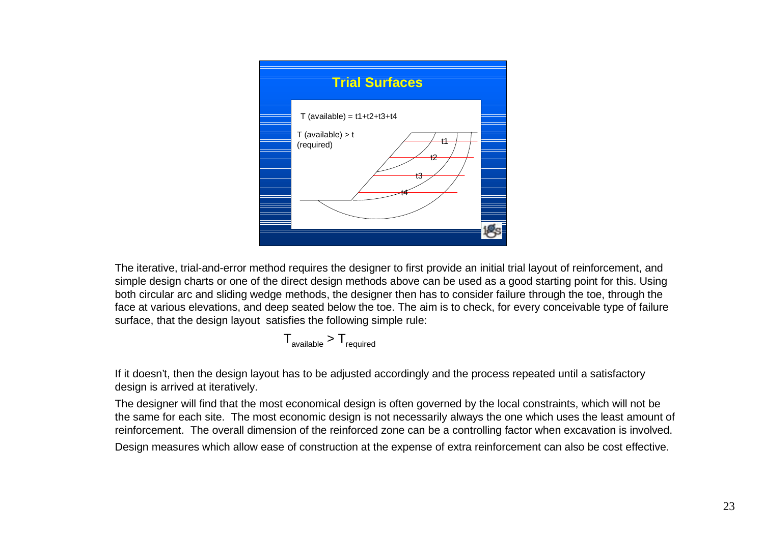## Trial Surfaces

T (available) = t1+t2+t3+t4

T (available) > t (required)

The iterative, trial-and-error method requires the designer to first provide an initial trial layout of reinforcement, and simple design charts or one of the direct design methods above can be used as a good starting point for this. Using both circular arc and sliding wedge methods, the designer then has to consider failure through the toe, through the face at various elevations, and deep seated below the toe. The aim is to check, for every conceivable type of failure surface, that the design layout satisfies the following simple rule:

$$T_{available} > T_{required}$$

If it doesn't, then the design layout has to be adjusted accordingly and the process repeated until a satisfactory design is arrived at iteratively.

The designer will find that the most economical design is often governed by the local constraints, which will not be the same for each site. The most economic design is not necessarily always the one which uses the least amount of reinforcement. The overall dimension of the reinforced zone can be a controlling factor when excavation is involved.

Design measures which allow ease of construction at the expense of extra reinforcement can also be cost effective.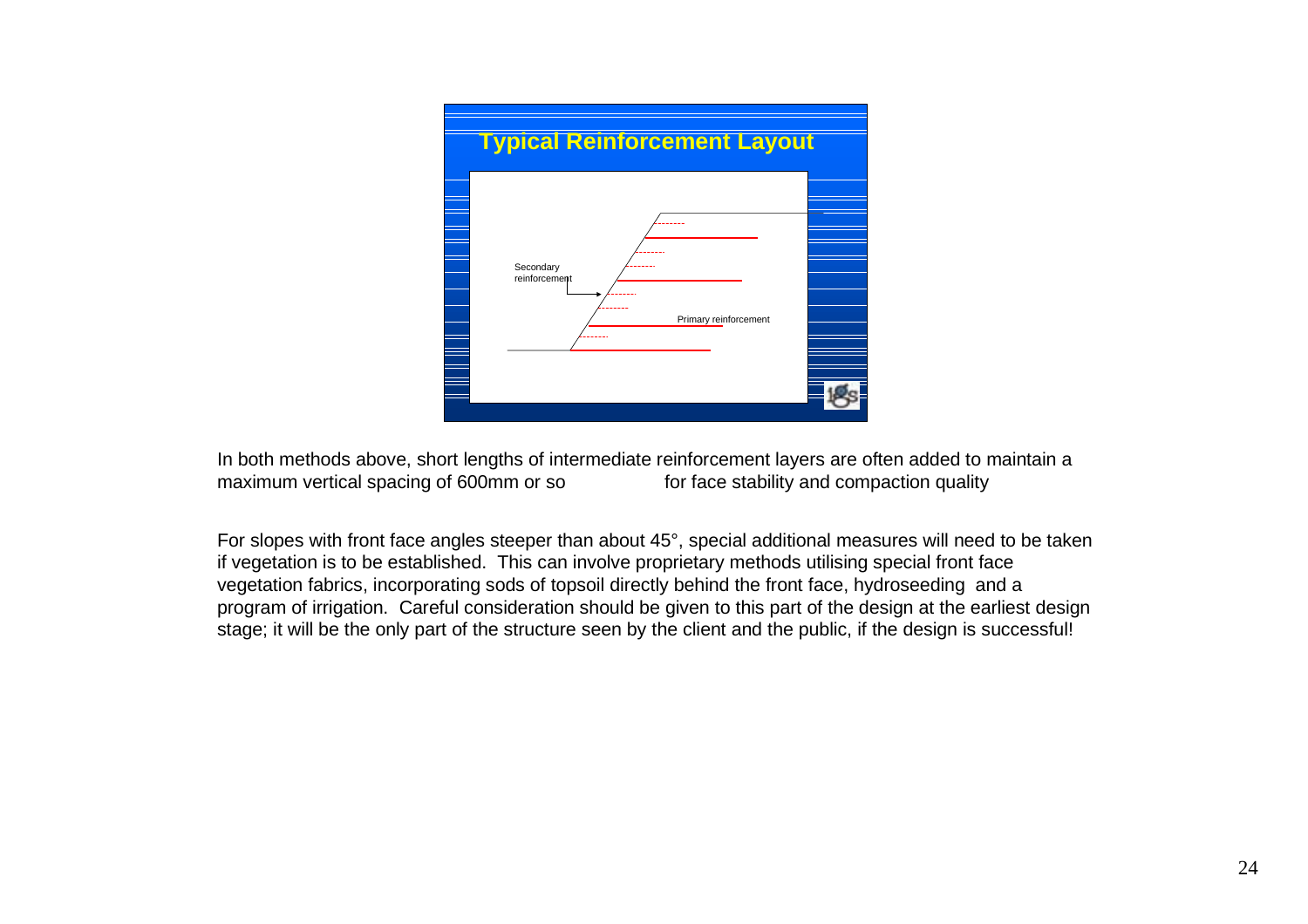## Typical Reinforcement Layout

Secondary reinforcement

Primary reinforcement

In both methods above, short lengths of intermediate reinforcement layers are often added to maintain a maximum vertical spacing of 600mm or so for face stability and compaction quality

For slopes with front face angles steeper than about 45°, special additional measures will need to be taken if vegetation is to be established. This can involve proprietary methods utilising special front face vegetation fabrics, incorporating sods of topsoil directly behind the front face, hydroseeding and a program of irrigation. Careful consideration should be given to this part of the design at the earliest design stage; it will be the only part of the structure seen by the client and the public, if the design is successful!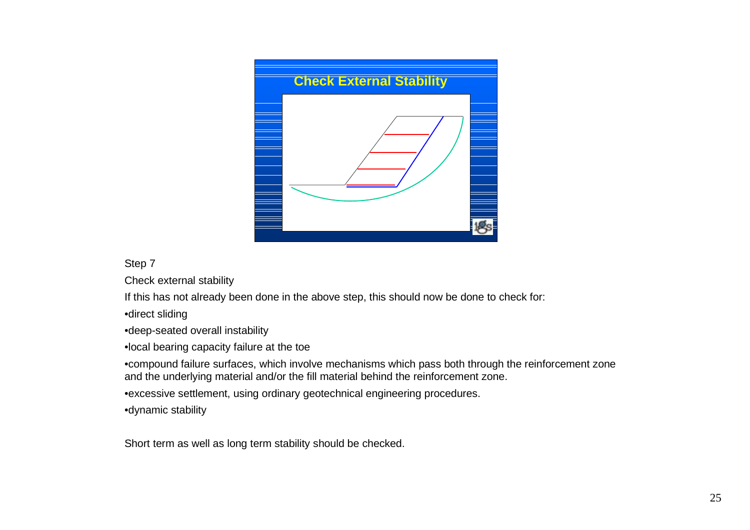Check External Stability

Step 7

Check external stability

If this has not already been done in the above step, this should now be done to check for:

•direct sliding

•deep-seated overall instability

•local bearing capacity failure at the toe

•compound failure surfaces, which involve mechanisms which pass both through the reinforcement zone and the underlying material and/or the fill material behind the reinforcement zone.

•excessive settlement, using ordinary geotechnical engineering procedures.

•dynamic stability

Short term as well as long term stability should be checked.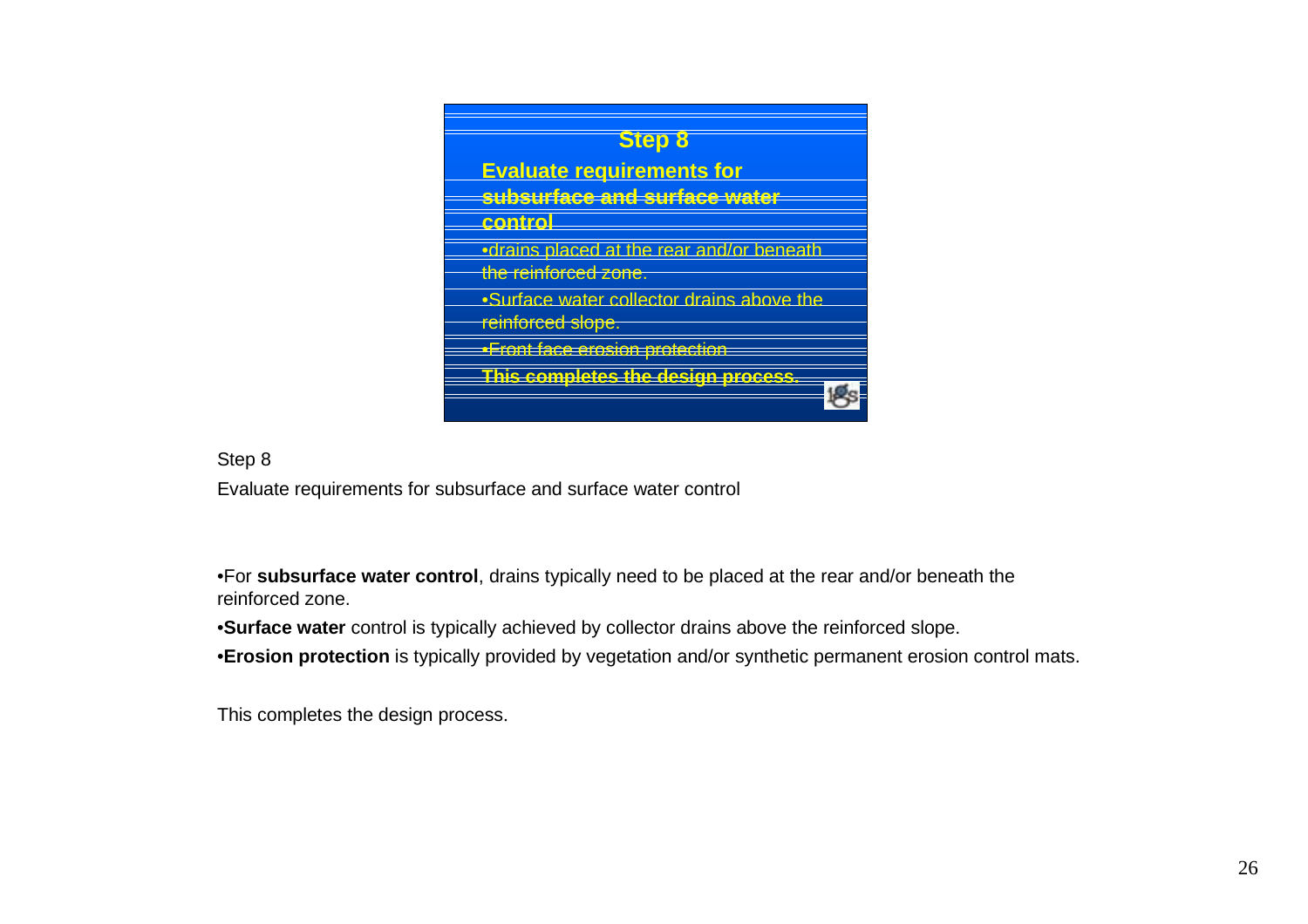Step 8

Evaluate requirements for subsurface and surface water control

•drains placed at the rear and/or beneath the reinforced zone.

•Surface water collector drains above the reinforced slope.

•Front face erosion protection

This completes the design process.

Step 8

Evaluate requirements for subsurface and surface water control

•For **subsurface water control**, drains typically need to be placed at the rear and/or beneath the reinforced zone.

•**Surface water** control is typically achieved by collector drains above the reinforced slope.

•**Erosion protection** is typically provided by vegetation and/or synthetic permanent erosion control mats.

This completes the design process.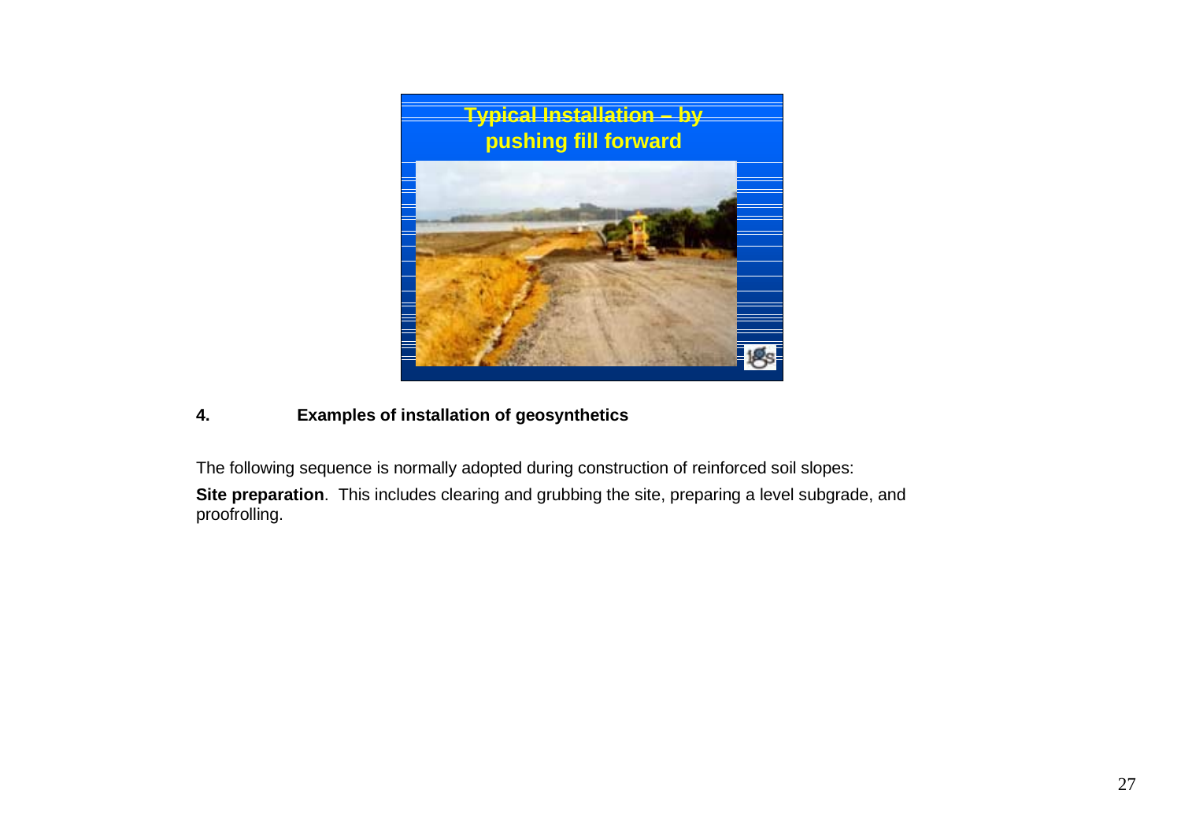Typical Installation – by pushing fill forward

## 4. Examples of installation of geosynthetics

The following sequence is normally adopted during construction of reinforced soil slopes:

**Site preparation**. This includes clearing and grubbing the site, preparing a level subgrade, and proofrolling.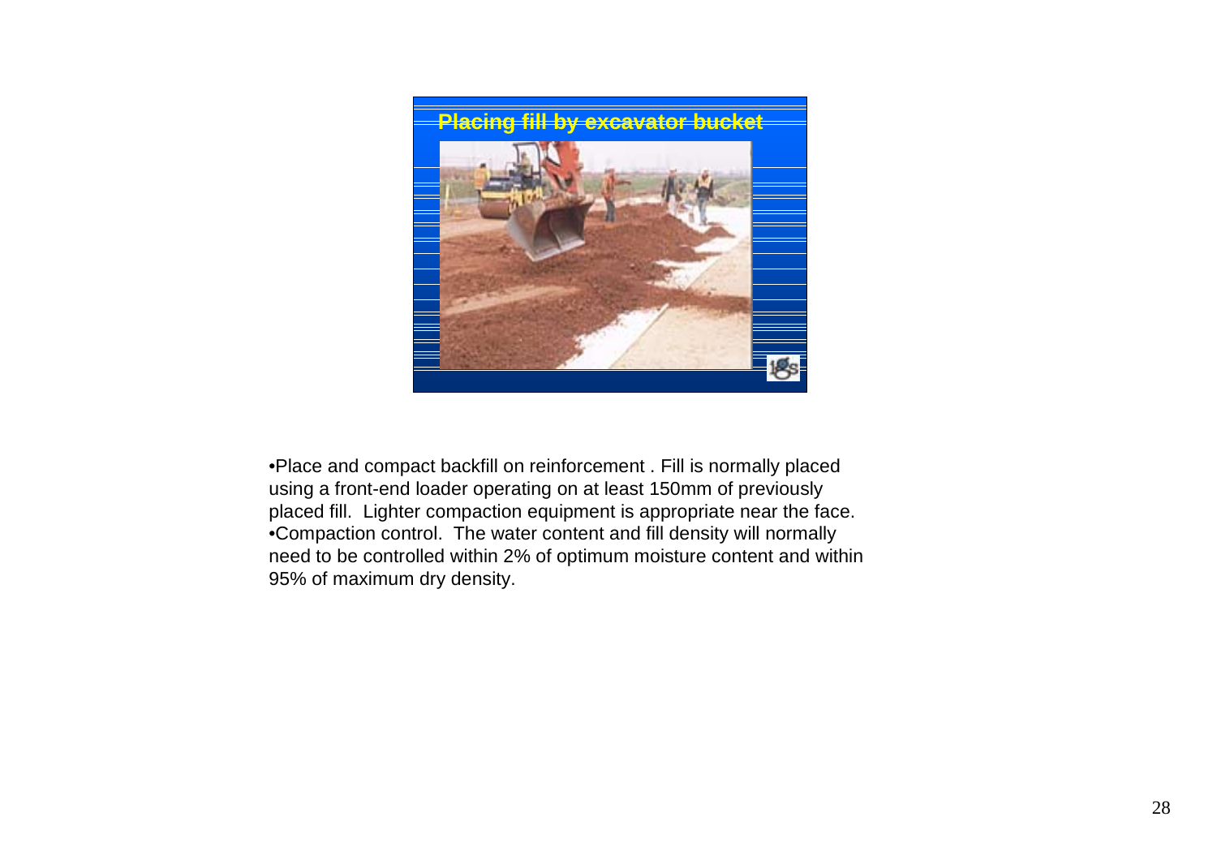## Placing fill by excavator bucket

- Place and compact backfill on reinforcement . Fill is normally placed using a front-end loader operating on at least 150mm of previously placed fill. Lighter compaction equipment is appropriate near the face.
- Compaction control. The water content and fill density will normally need to be controlled within 2% of optimum moisture content and within 95% of maximum dry density.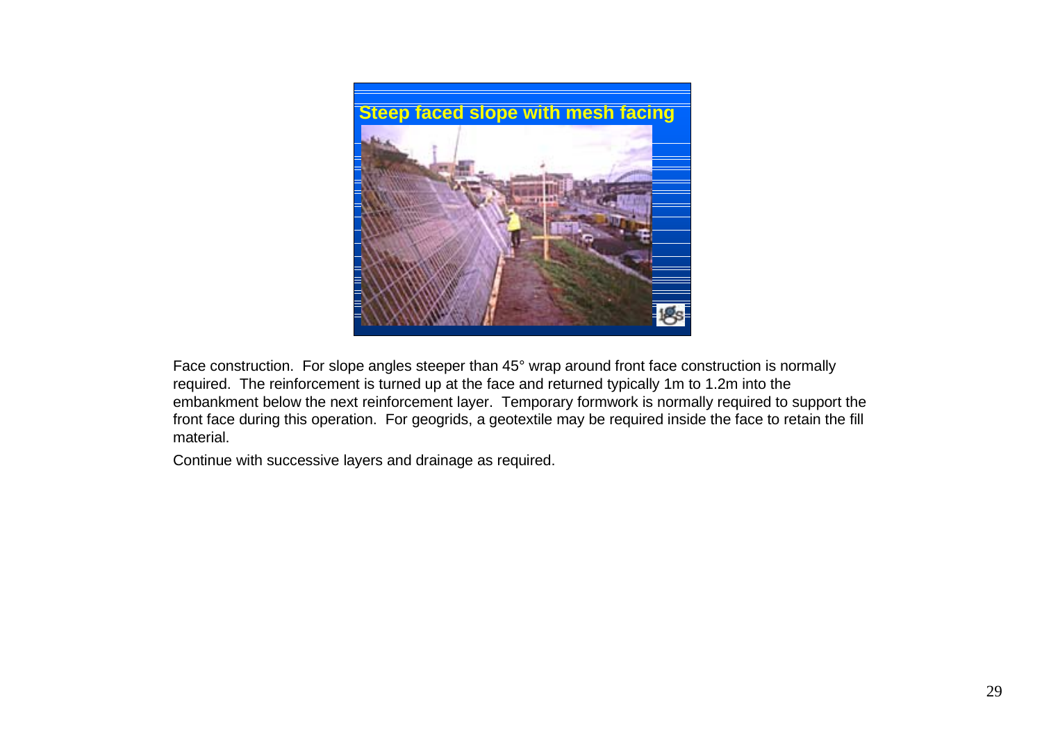Steep faced slope with mesh facing

Face construction. For slope angles steeper than 45° wrap around front face construction is normally required. The reinforcement is turned up at the face and returned typically 1m to 1.2m into the embankment below the next reinforcement layer. Temporary formwork is normally required to support the front face during this operation. For geogrids, a geotextile may be required inside the face to retain the fill material.

Continue with successive layers and drainage as required.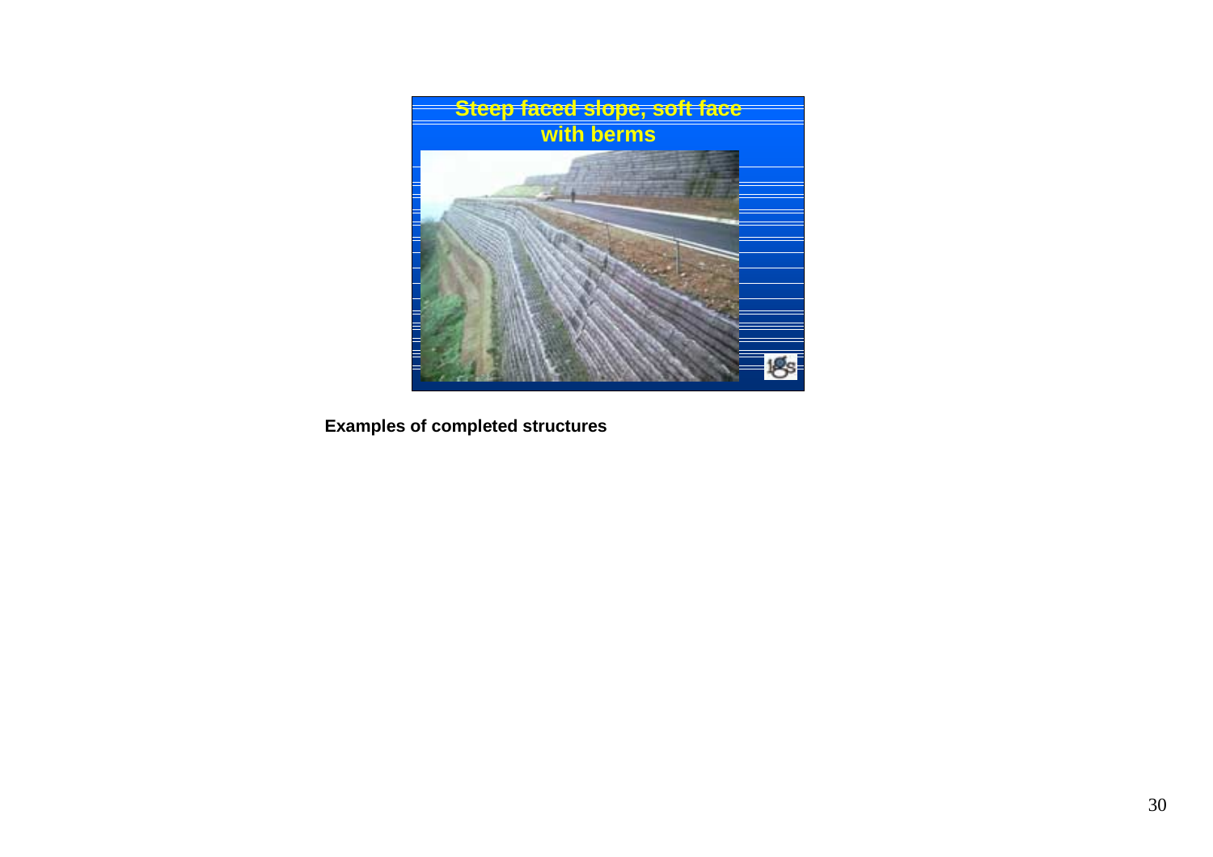## Steep faced slope, soft face with berms

**Examples of completed structures**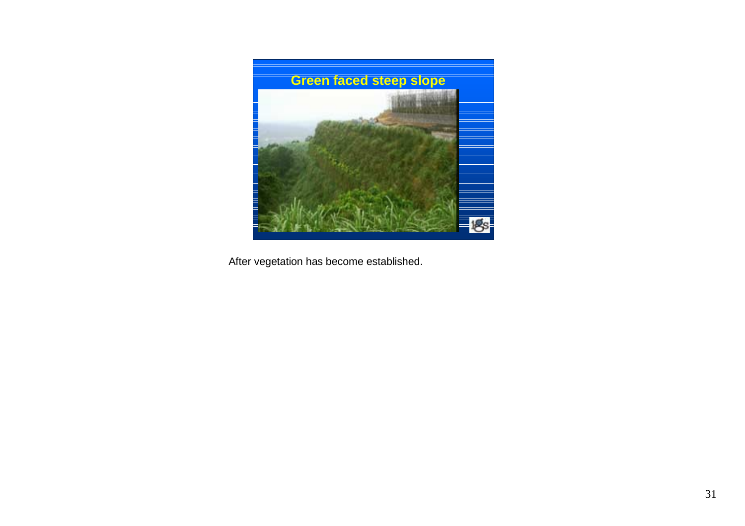Green faced steep slope

After vegetation has become established.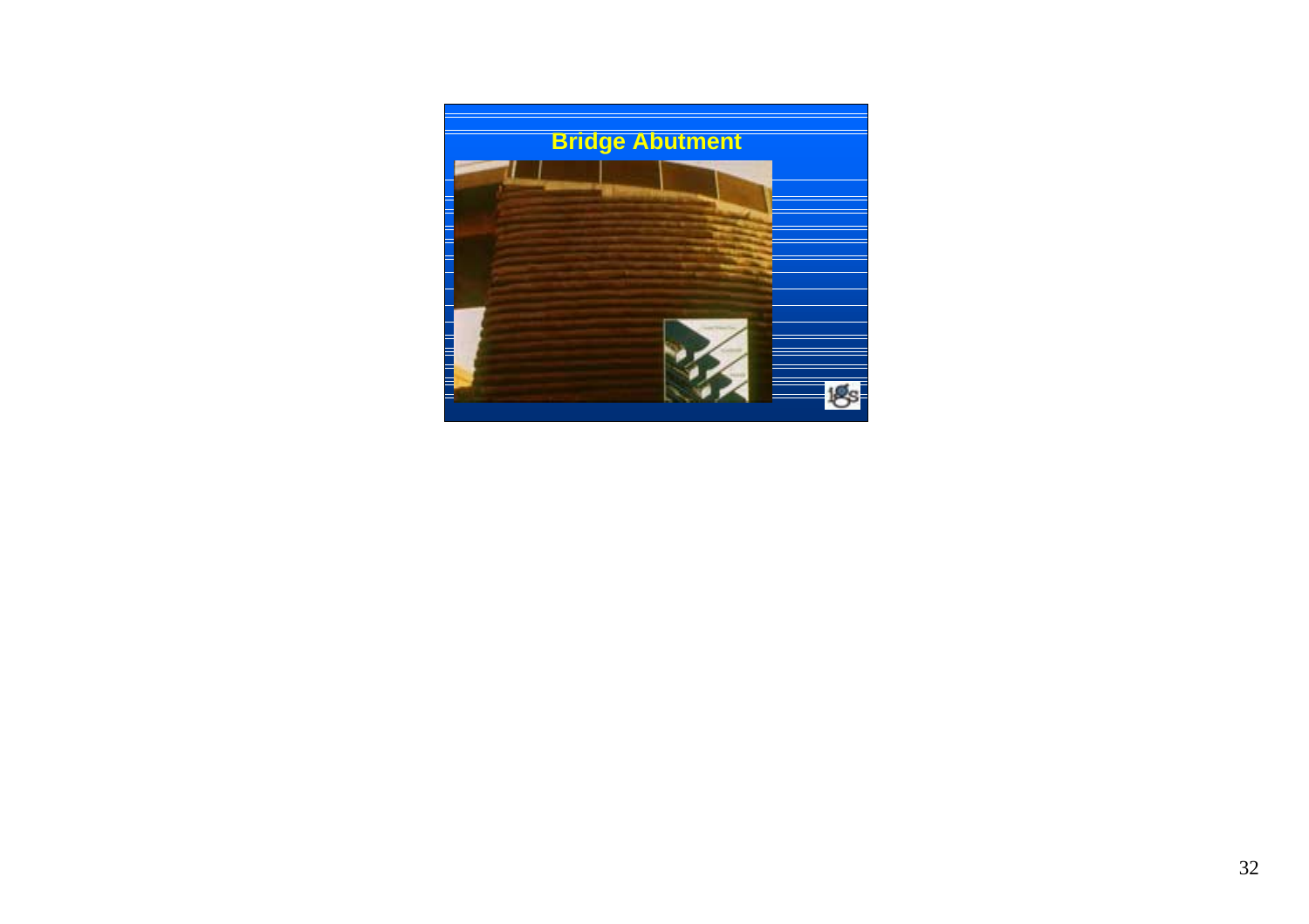## Bridge Abutment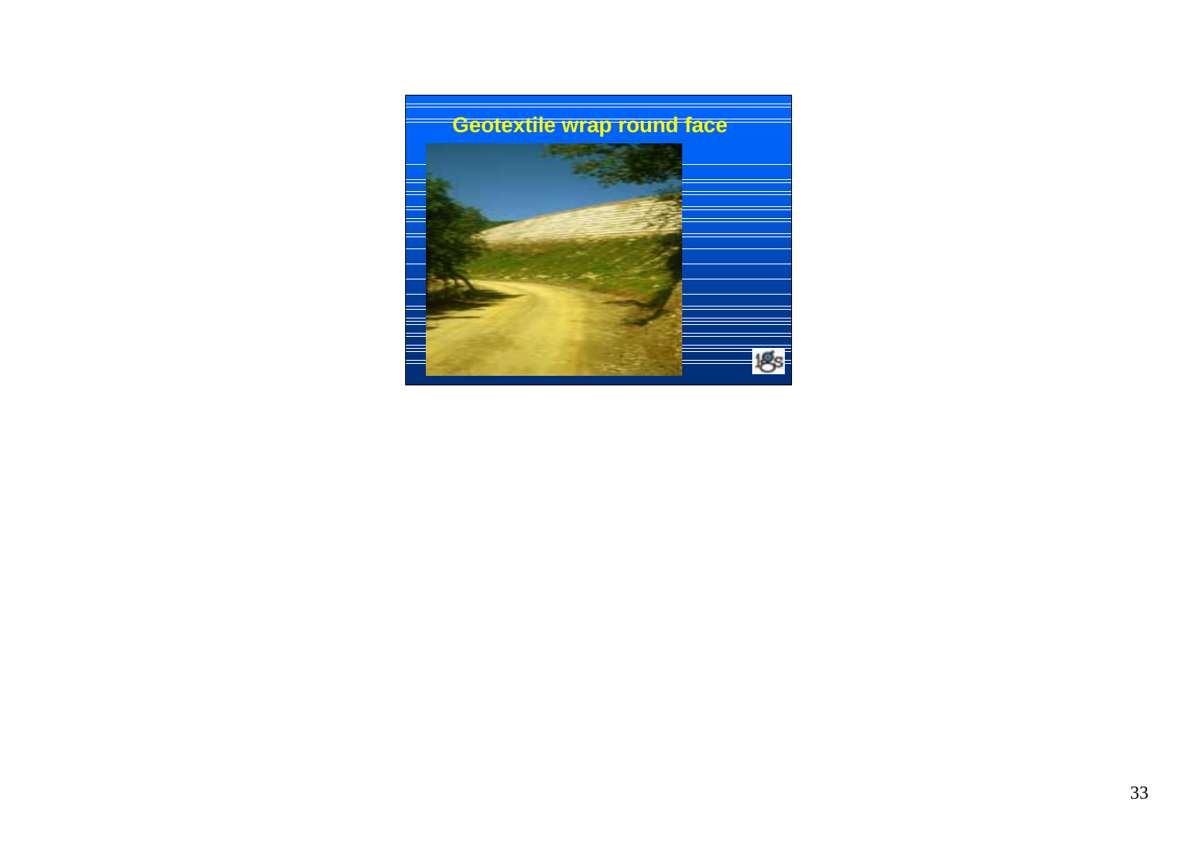# Geotextile wrap round face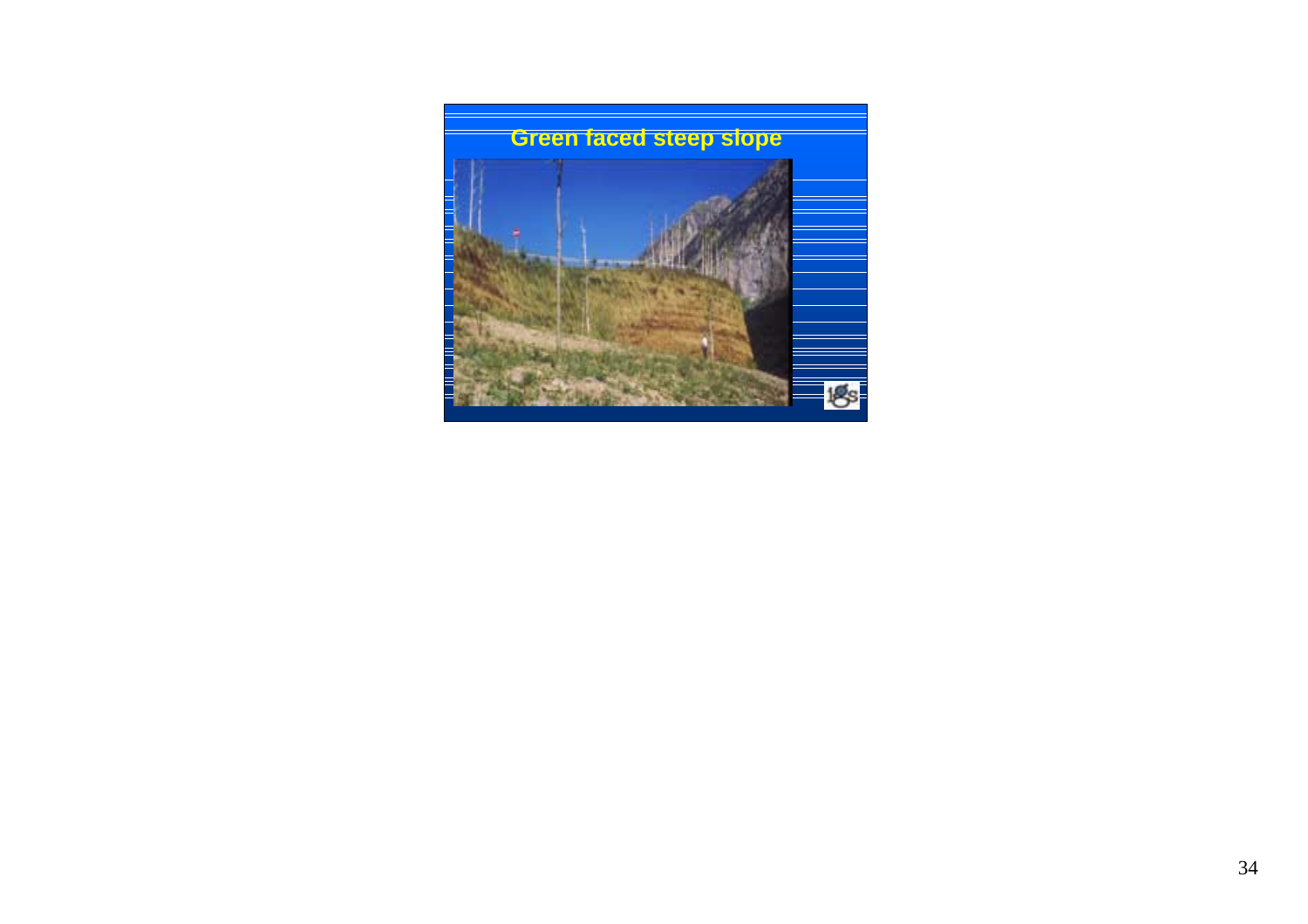## Green faced steep slope